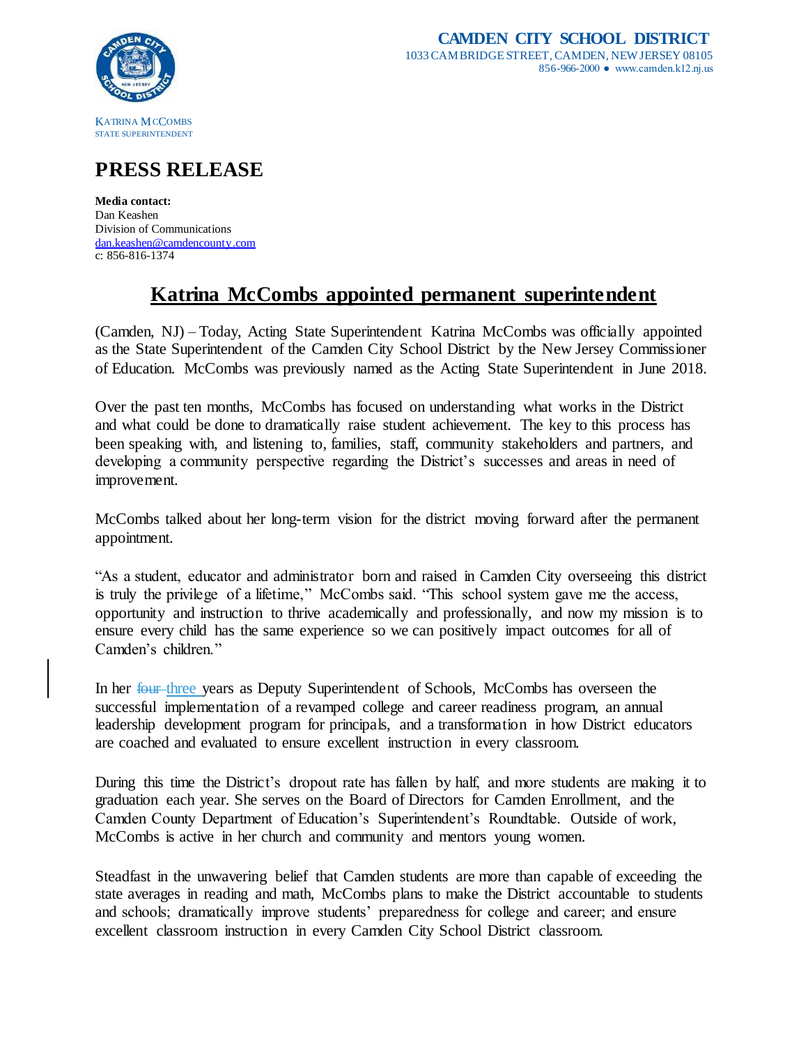**CAMDEN CITY SCHOOL DISTRICT**
1033 CAMBRIDGE STREET, CAMDEN, NEW JERSEY 08105
856-966-2000 ● www.camden.k12.nj.us

KATRINA MCCOMBS
STATE SUPERINTENDENT

# PRESS RELEASE

**Media contact:**
Dan Keashen
Division of Communications
dan.keashen@camdencounty.com
c: 856-816-1374

## Katrina McCombs appointed permanent superintendent

(Camden, NJ) – Today, Acting State Superintendent Katrina McCombs was officially appointed as the State Superintendent of the Camden City School District by the New Jersey Commissioner of Education. McCombs was previously named as the Acting State Superintendent in June 2018.

Over the past ten months, McCombs has focused on understanding what works in the District and what could be done to dramatically raise student achievement. The key to this process has been speaking with, and listening to, families, staff, community stakeholders and partners, and developing a community perspective regarding the District's successes and areas in need of improvement.

McCombs talked about her long-term vision for the district moving forward after the permanent appointment.

"As a student, educator and administrator born and raised in Camden City overseeing this district is truly the privilege of a lifetime," McCombs said. "This school system gave me the access, opportunity and instruction to thrive academically and professionally, and now my mission is to ensure every child has the same experience so we can positively impact outcomes for all of Camden's children."

In her ~~four~~ three years as Deputy Superintendent of Schools, McCombs has overseen the successful implementation of a revamped college and career readiness program, an annual leadership development program for principals, and a transformation in how District educators are coached and evaluated to ensure excellent instruction in every classroom.

During this time the District's dropout rate has fallen by half, and more students are making it to graduation each year. She serves on the Board of Directors for Camden Enrollment, and the Camden County Department of Education's Superintendent's Roundtable. Outside of work, McCombs is active in her church and community and mentors young women.

Steadfast in the unwavering belief that Camden students are more than capable of exceeding the state averages in reading and math, McCombs plans to make the District accountable to students and schools; dramatically improve students' preparedness for college and career; and ensure excellent classroom instruction in every Camden City School District classroom.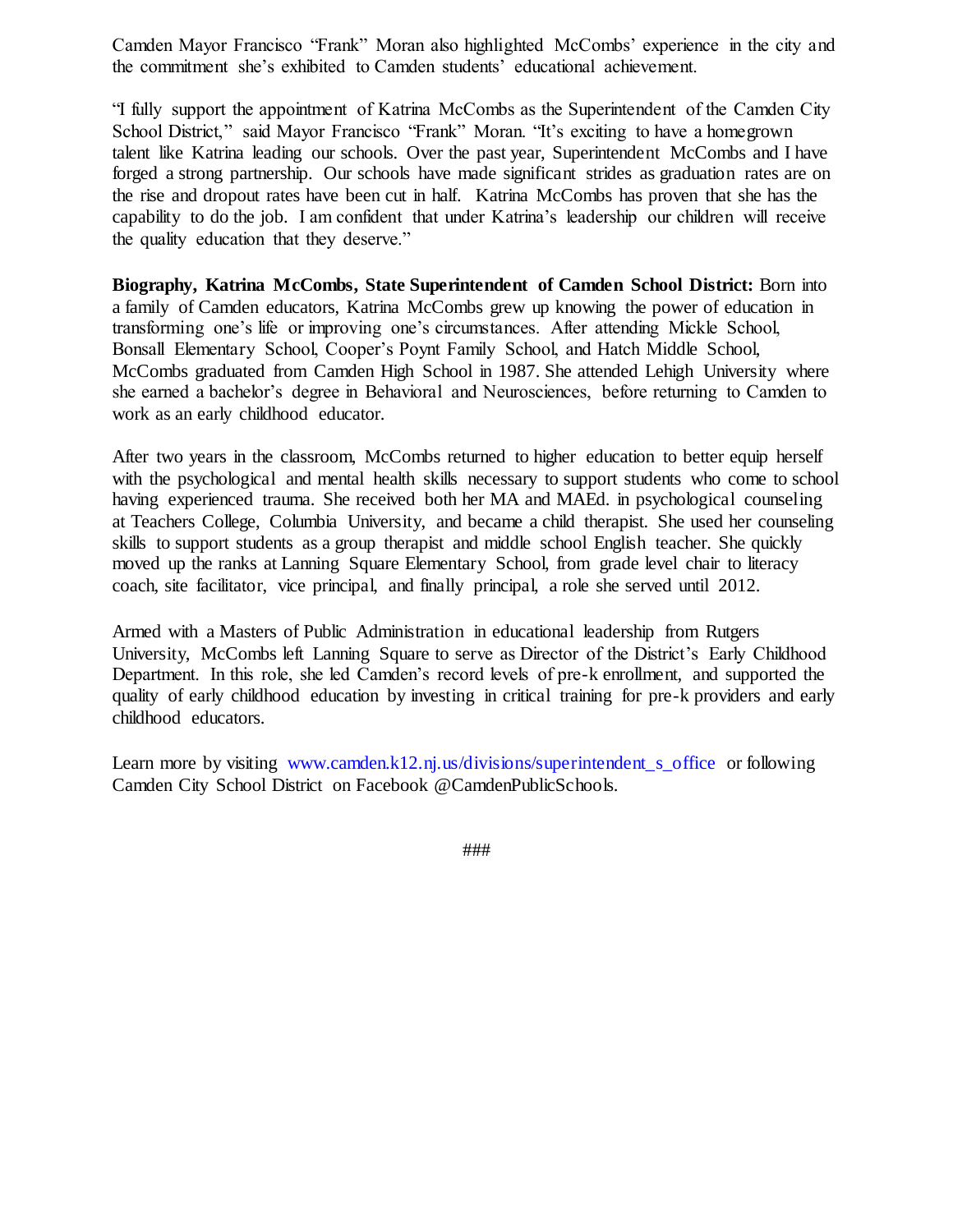Camden Mayor Francisco "Frank" Moran also highlighted McCombs' experience in the city and the commitment she's exhibited to Camden students' educational achievement.

"I fully support the appointment of Katrina McCombs as the Superintendent of the Camden City School District," said Mayor Francisco "Frank" Moran. "It's exciting to have a homegrown talent like Katrina leading our schools. Over the past year, Superintendent McCombs and I have forged a strong partnership. Our schools have made significant strides as graduation rates are on the rise and dropout rates have been cut in half. Katrina McCombs has proven that she has the capability to do the job. I am confident that under Katrina's leadership our children will receive the quality education that they deserve."

**Biography, Katrina McCombs, State Superintendent of Camden School District:** Born into a family of Camden educators, Katrina McCombs grew up knowing the power of education in transforming one's life or improving one's circumstances. After attending Mickle School, Bonsall Elementary School, Cooper's Poynt Family School, and Hatch Middle School, McCombs graduated from Camden High School in 1987. She attended Lehigh University where she earned a bachelor's degree in Behavioral and Neurosciences, before returning to Camden to work as an early childhood educator.

After two years in the classroom, McCombs returned to higher education to better equip herself with the psychological and mental health skills necessary to support students who come to school having experienced trauma. She received both her MA and MAEd. in psychological counseling at Teachers College, Columbia University, and became a child therapist. She used her counseling skills to support students as a group therapist and middle school English teacher. She quickly moved up the ranks at Lanning Square Elementary School, from grade level chair to literacy coach, site facilitator, vice principal, and finally principal, a role she served until 2012.

Armed with a Masters of Public Administration in educational leadership from Rutgers University, McCombs left Lanning Square to serve as Director of the District's Early Childhood Department. In this role, she led Camden's record levels of pre-k enrollment, and supported the quality of early childhood education by investing in critical training for pre-k providers and early childhood educators.

Learn more by visiting www.camden.k12.nj.us/divisions/superintendent_s_office or following Camden City School District on Facebook @CamdenPublicSchools.

###